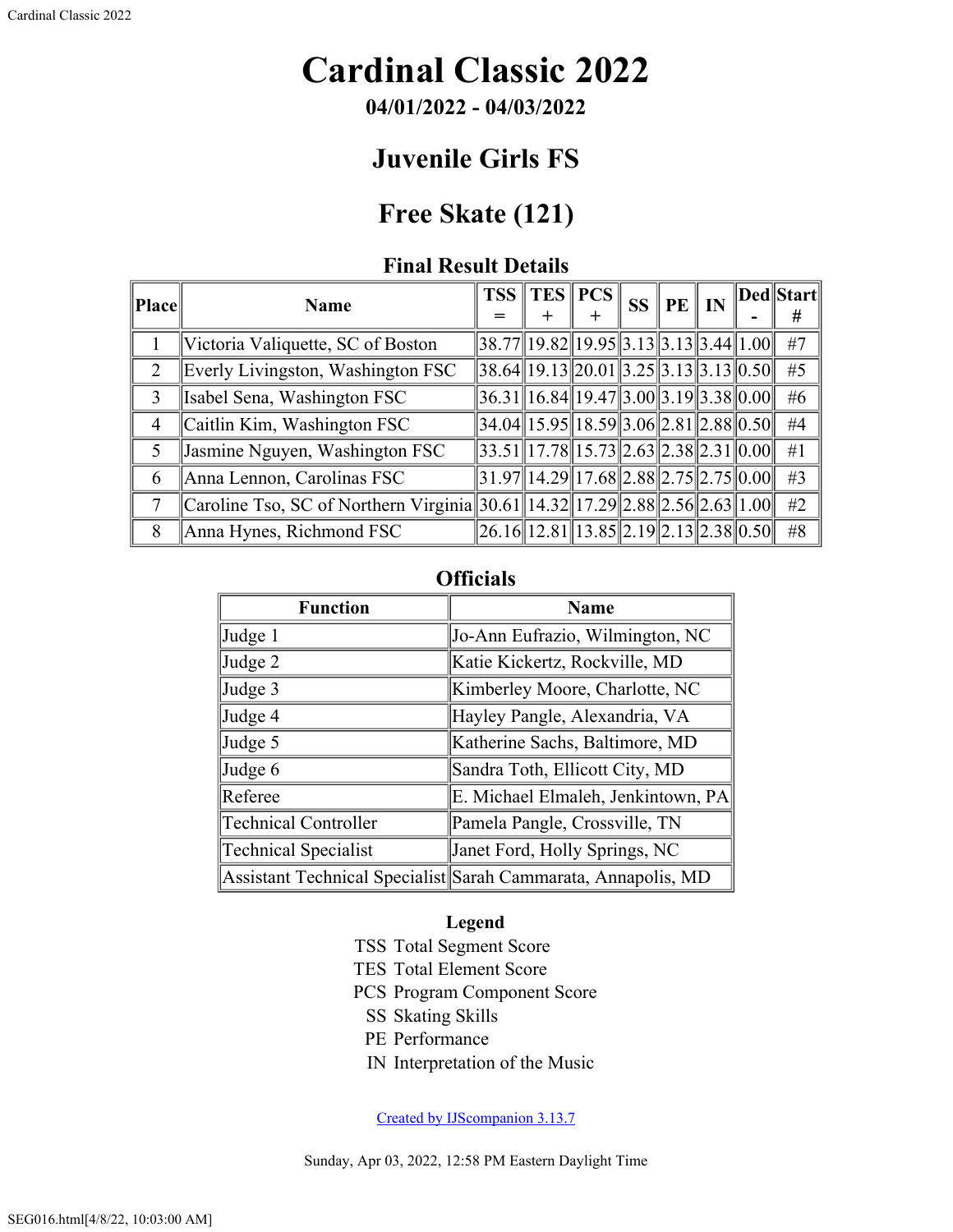# Cardinal Classic 2022

**04/01/2022 - 04/03/2022**

## Juvenile Girls FS

## Free Skate (121)

### Final Result Details

| Place | Name | TSS = | TES + | PCS + | SS | PE | IN | Ded - | Start # |
|---|---|---|---|---|---|---|---|---|---|
| 1 | Victoria Valiquette, SC of Boston | 38.77 | 19.82 | 19.95 | 3.13 | 3.13 | 3.44 | 1.00 | #7 |
| 2 | Everly Livingston, Washington FSC | 38.64 | 19.13 | 20.01 | 3.25 | 3.13 | 3.13 | 0.50 | #5 |
| 3 | Isabel Sena, Washington FSC | 36.31 | 16.84 | 19.47 | 3.00 | 3.19 | 3.38 | 0.00 | #6 |
| 4 | Caitlin Kim, Washington FSC | 34.04 | 15.95 | 18.59 | 3.06 | 2.81 | 2.88 | 0.50 | #4 |
| 5 | Jasmine Nguyen, Washington FSC | 33.51 | 17.78 | 15.73 | 2.63 | 2.38 | 2.31 | 0.00 | #1 |
| 6 | Anna Lennon, Carolinas FSC | 31.97 | 14.29 | 17.68 | 2.88 | 2.75 | 2.75 | 0.00 | #3 |
| 7 | Caroline Tso, SC of Northern Virginia | 30.61 | 14.32 | 17.29 | 2.88 | 2.56 | 2.63 | 1.00 | #2 |
| 8 | Anna Hynes, Richmond FSC | 26.16 | 12.81 | 13.85 | 2.19 | 2.13 | 2.38 | 0.50 | #8 |

### Officials

| Function | Name |
|---|---|
| Judge 1 | Jo-Ann Eufrazio, Wilmington, NC |
| Judge 2 | Katie Kickertz, Rockville, MD |
| Judge 3 | Kimberley Moore, Charlotte, NC |
| Judge 4 | Hayley Pangle, Alexandria, VA |
| Judge 5 | Katherine Sachs, Baltimore, MD |
| Judge 6 | Sandra Toth, Ellicott City, MD |
| Referee | E. Michael Elmaleh, Jenkintown, PA |
| Technical Controller | Pamela Pangle, Crossville, TN |
| Technical Specialist | Janet Ford, Holly Springs, NC |
| Assistant Technical Specialist | Sarah Cammarata, Annapolis, MD |

**Legend**

TSS Total Segment Score
TES Total Element Score
PCS Program Component Score
SS Skating Skills
PE Performance
IN Interpretation of the Music

Created by IJScompanion 3.13.7

Sunday, Apr 03, 2022, 12:58 PM Eastern Daylight Time